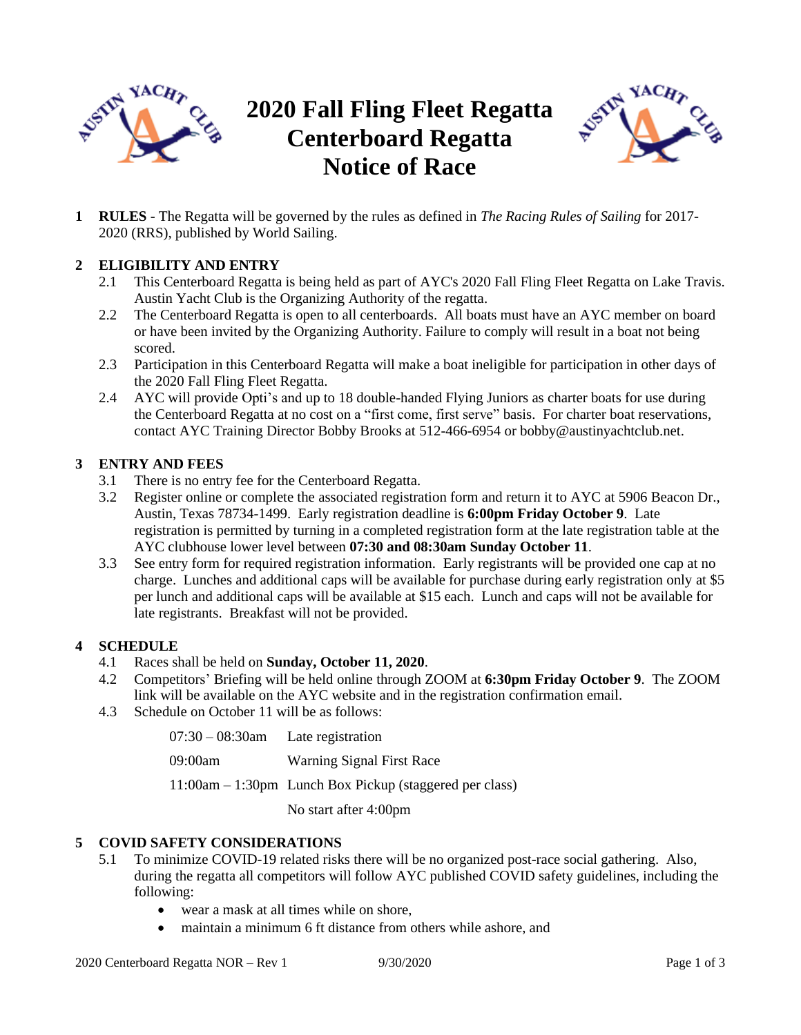# 2020 Fall Fling Fleet Regatta
# Centerboard Regatta
# Notice of Race

**1 RULES** - The Regatta will be governed by the rules as defined in *The Racing Rules of Sailing* for 2017-2020 (RRS), published by World Sailing.

## 2 ELIGIBILITY AND ENTRY

2.1 This Centerboard Regatta is being held as part of AYC's 2020 Fall Fling Fleet Regatta on Lake Travis. Austin Yacht Club is the Organizing Authority of the regatta.

2.2 The Centerboard Regatta is open to all centerboards. All boats must have an AYC member on board or have been invited by the Organizing Authority. Failure to comply will result in a boat not being scored.

2.3 Participation in this Centerboard Regatta will make a boat ineligible for participation in other days of the 2020 Fall Fling Fleet Regatta.

2.4 AYC will provide Opti's and up to 18 double-handed Flying Juniors as charter boats for use during the Centerboard Regatta at no cost on a "first come, first serve" basis. For charter boat reservations, contact AYC Training Director Bobby Brooks at 512-466-6954 or bobby@austinyachtclub.net.

## 3 ENTRY AND FEES

3.1 There is no entry fee for the Centerboard Regatta.

3.2 Register online or complete the associated registration form and return it to AYC at 5906 Beacon Dr., Austin, Texas 78734-1499. Early registration deadline is **6:00pm Friday October 9**. Late registration is permitted by turning in a completed registration form at the late registration table at the AYC clubhouse lower level between **07:30 and 08:30am Sunday October 11**.

3.3 See entry form for required registration information. Early registrants will be provided one cap at no charge. Lunches and additional caps will be available for purchase during early registration only at $5 per lunch and additional caps will be available at $15 each. Lunch and caps will not be available for late registrants. Breakfast will not be provided.

## 4 SCHEDULE

4.1 Races shall be held on **Sunday, October 11, 2020**.

4.2 Competitors' Briefing will be held online through ZOOM at **6:30pm Friday October 9**. The ZOOM link will be available on the AYC website and in the registration confirmation email.

4.3 Schedule on October 11 will be as follows:

| | |
|---|---|
| 07:30 – 08:30am | Late registration |
| 09:00am | Warning Signal First Race |
| 11:00am – 1:30pm | Lunch Box Pickup (staggered per class) |
| | No start after 4:00pm |

## 5 COVID SAFETY CONSIDERATIONS

5.1 To minimize COVID-19 related risks there will be no organized post-race social gathering. Also, during the regatta all competitors will follow AYC published COVID safety guidelines, including the following:

- wear a mask at all times while on shore,
- maintain a minimum 6 ft distance from others while ashore, and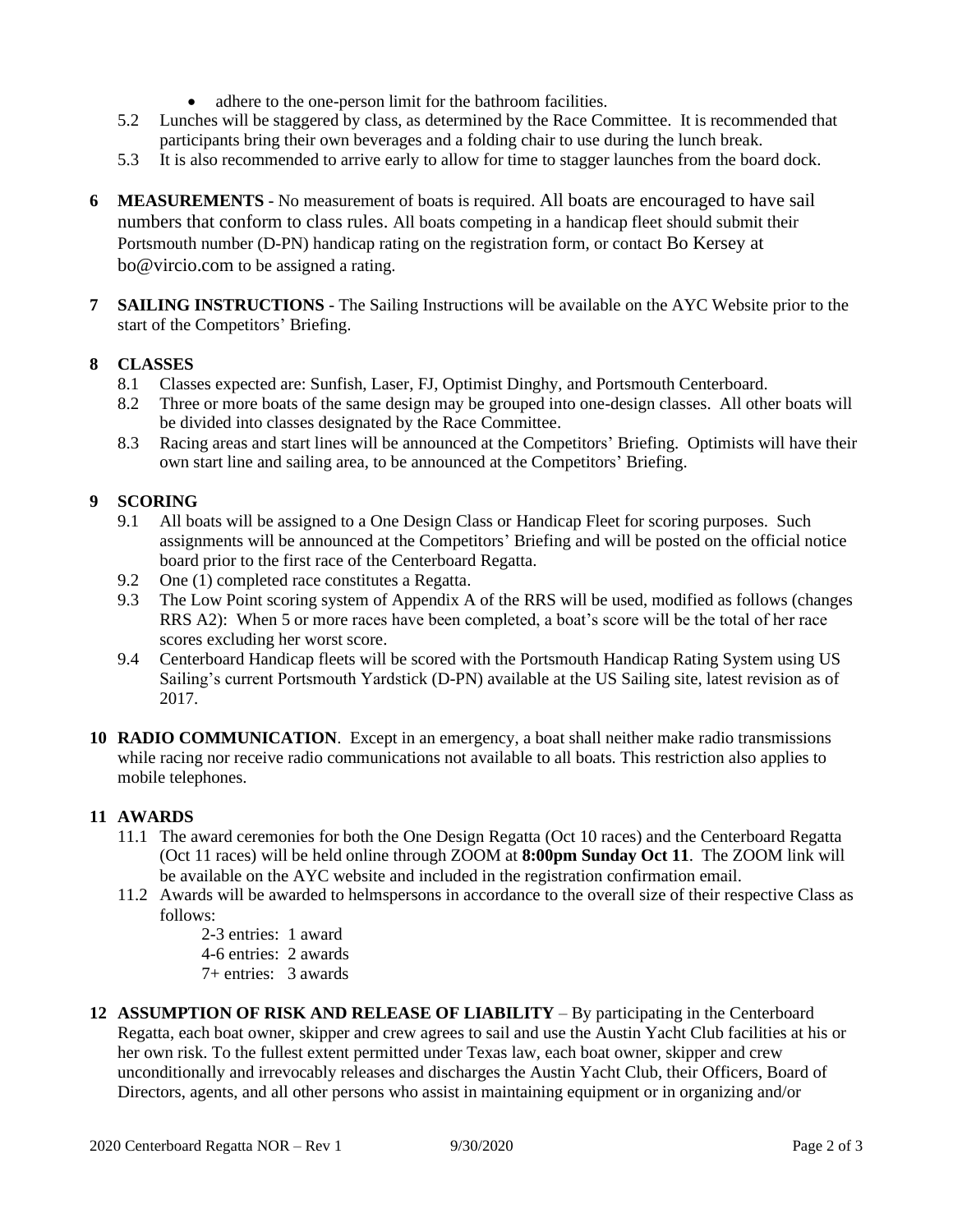- adhere to the one-person limit for the bathroom facilities.

5.2 Lunches will be staggered by class, as determined by the Race Committee. It is recommended that participants bring their own beverages and a folding chair to use during the lunch break.

5.3 It is also recommended to arrive early to allow for time to stagger launches from the board dock.

**6 MEASUREMENTS** - No measurement of boats is required. All boats are encouraged to have sail numbers that conform to class rules. All boats competing in a handicap fleet should submit their Portsmouth number (D-PN) handicap rating on the registration form, or contact Bo Kersey at bo@vircio.com to be assigned a rating.

**7 SAILING INSTRUCTIONS** - The Sailing Instructions will be available on the AYC Website prior to the start of the Competitors' Briefing.

**8 CLASSES**

8.1 Classes expected are: Sunfish, Laser, FJ, Optimist Dinghy, and Portsmouth Centerboard.

8.2 Three or more boats of the same design may be grouped into one-design classes. All other boats will be divided into classes designated by the Race Committee.

8.3 Racing areas and start lines will be announced at the Competitors' Briefing. Optimists will have their own start line and sailing area, to be announced at the Competitors' Briefing.

**9 SCORING**

9.1 All boats will be assigned to a One Design Class or Handicap Fleet for scoring purposes. Such assignments will be announced at the Competitors' Briefing and will be posted on the official notice board prior to the first race of the Centerboard Regatta.

9.2 One (1) completed race constitutes a Regatta.

9.3 The Low Point scoring system of Appendix A of the RRS will be used, modified as follows (changes RRS A2): When 5 or more races have been completed, a boat's score will be the total of her race scores excluding her worst score.

9.4 Centerboard Handicap fleets will be scored with the Portsmouth Handicap Rating System using US Sailing's current Portsmouth Yardstick (D-PN) available at the US Sailing site, latest revision as of 2017.

**10 RADIO COMMUNICATION**. Except in an emergency, a boat shall neither make radio transmissions while racing nor receive radio communications not available to all boats. This restriction also applies to mobile telephones.

**11 AWARDS**

11.1 The award ceremonies for both the One Design Regatta (Oct 10 races) and the Centerboard Regatta (Oct 11 races) will be held online through ZOOM at **8:00pm Sunday Oct 11**. The ZOOM link will be available on the AYC website and included in the registration confirmation email.

11.2 Awards will be awarded to helmspersons in accordance to the overall size of their respective Class as follows:

2-3 entries: 1 award
4-6 entries: 2 awards
7+ entries: 3 awards

**12 ASSUMPTION OF RISK AND RELEASE OF LIABILITY** – By participating in the Centerboard Regatta, each boat owner, skipper and crew agrees to sail and use the Austin Yacht Club facilities at his or her own risk. To the fullest extent permitted under Texas law, each boat owner, skipper and crew unconditionally and irrevocably releases and discharges the Austin Yacht Club, their Officers, Board of Directors, agents, and all other persons who assist in maintaining equipment or in organizing and/or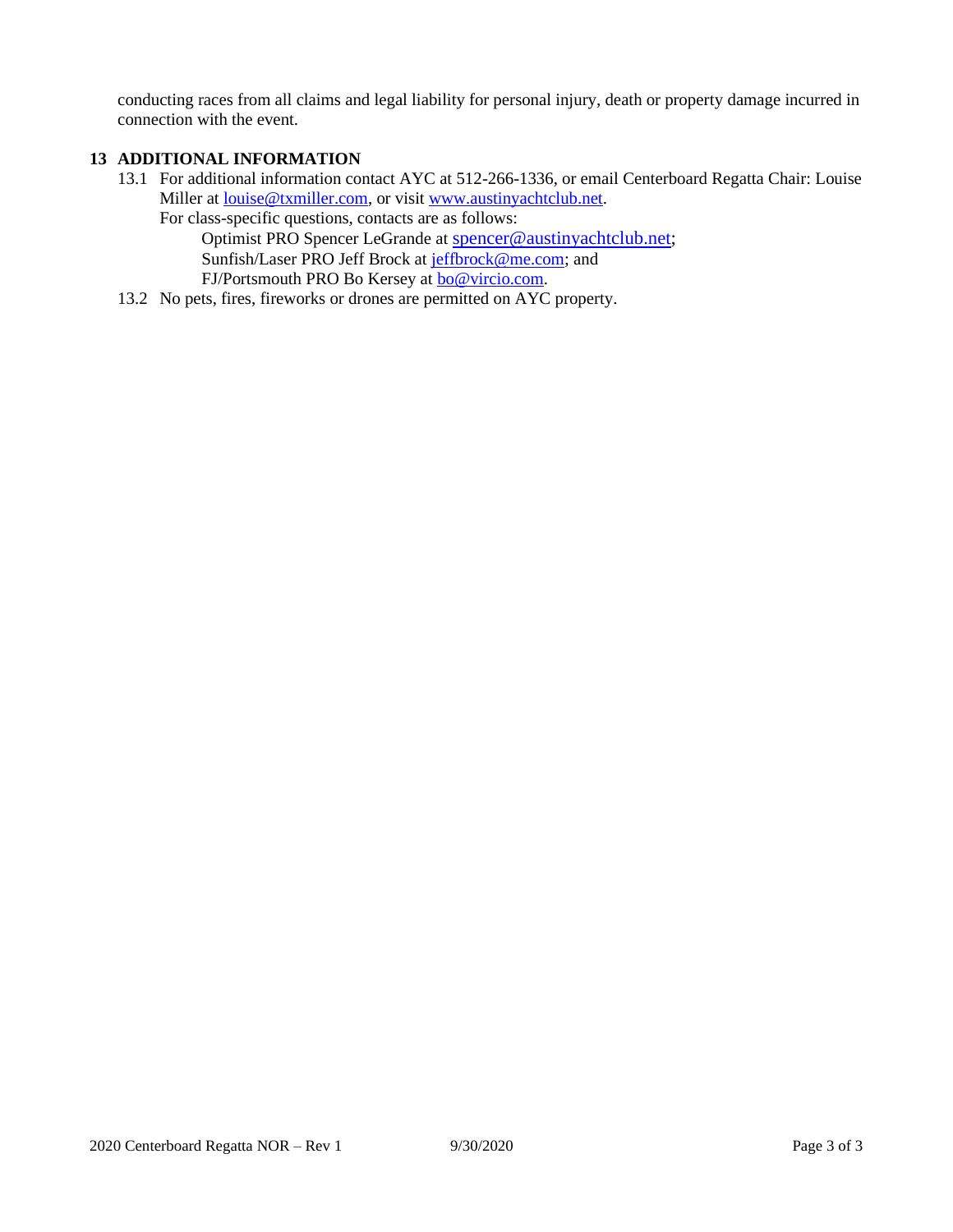conducting races from all claims and legal liability for personal injury, death or property damage incurred in connection with the event.

## 13 ADDITIONAL INFORMATION

13.1 For additional information contact AYC at 512-266-1336, or email Centerboard Regatta Chair: Louise Miller at louise@txmiller.com, or visit www.austinyachtclub.net.

For class-specific questions, contacts are as follows:

Optimist PRO Spencer LeGrande at spencer@austinyachtclub.net;
Sunfish/Laser PRO Jeff Brock at jeffbrock@me.com; and
FJ/Portsmouth PRO Bo Kersey at bo@vircio.com.

13.2 No pets, fires, fireworks or drones are permitted on AYC property.